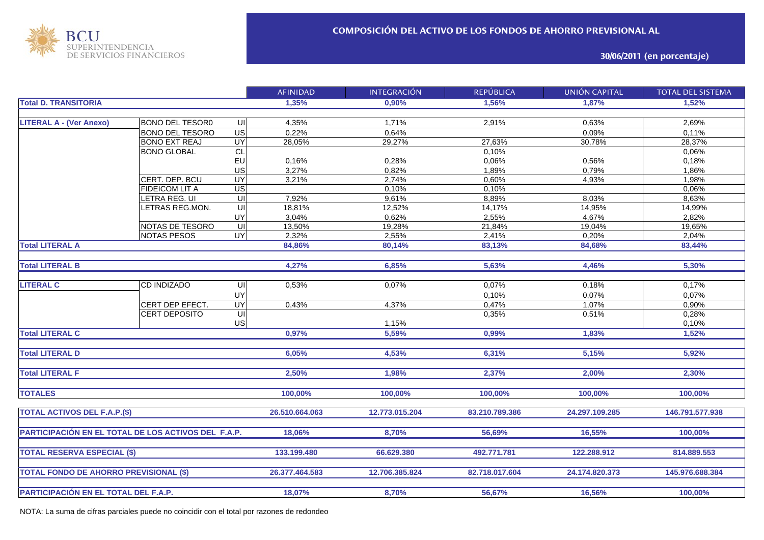BCU SUPERINTENDENCIA DE SERVICIOS FINANCIEROS

# COMPOSICIÓN DEL ACTIVO DE LOS FONDOS DE AHORRO PREVISIONAL AL

## 30/06/2011 (en porcentaje)

| | | | AFINIDAD | INTEGRACIÓN | REPÚBLICA | UNIÓN CAPITAL | TOTAL DEL SISTEMA |
|---|---|---|---|---|---|---|---|
| **Total D. TRANSITORIA** | | | **1,35%** | **0,90%** | **1,56%** | **1,87%** | **1,52%** |
| **LITERAL A - (Ver Anexo)** | BONO DEL TESOR0 | UI | 4,35% | 1,71% | 2,91% | 0,63% | 2,69% |
| | BONO DEL TESORO | US | 0,22% | 0,64% | | 0,09% | 0,11% |
| | BONO EXT REAJ | UY | 28,05% | 29,27% | 27,63% | 30,78% | 28,37% |
| | BONO GLOBAL | CL | | | 0,10% | | 0,06% |
| | | EU | 0,16% | 0,28% | 0,06% | 0,56% | 0,18% |
| | | US | 3,27% | 0,82% | 1,89% | 0,79% | 1,86% |
| | CERT. DEP. BCU | UY | 3,21% | 2,74% | 0,60% | 4,93% | 1,98% |
| | FIDEICOM LIT A | US | | 0,10% | 0,10% | | 0,06% |
| | LETRA REG. UI | UI | 7,92% | 9,61% | 8,89% | 8,03% | 8,63% |
| | LETRAS REG.MON. | UI | 18,81% | 12,52% | 14,17% | 14,95% | 14,99% |
| | | UY | 3,04% | 0,62% | 2,55% | 4,67% | 2,82% |
| | NOTAS DE TESORO | UI | 13,50% | 19,28% | 21,84% | 19,04% | 19,65% |
| | NOTAS PESOS | UY | 2,32% | 2,55% | 2,41% | 0,20% | 2,04% |
| **Total LITERAL A** | | | **84,86%** | **80,14%** | **83,13%** | **84,68%** | **83,44%** |
| **Total LITERAL B** | | | **4,27%** | **6,85%** | **5,63%** | **4,46%** | **5,30%** |
| **LITERAL C** | CD INDIZADO | UI | 0,53% | 0,07% | 0,07% | 0,18% | 0,17% |
| | | UY | | | 0,10% | 0,07% | 0,07% |
| | CERT DEP EFECT. | UY | 0,43% | 4,37% | 0,47% | 1,07% | 0,90% |
| | CERT DEPOSITO | UI | | | 0,35% | 0,51% | 0,28% |
| | | US | | 1,15% | | | 0,10% |
| **Total LITERAL C** | | | **0,97%** | **5,59%** | **0,99%** | **1,83%** | **1,52%** |
| **Total LITERAL D** | | | **6,05%** | **4,53%** | **6,31%** | **5,15%** | **5,92%** |
| **Total LITERAL F** | | | **2,50%** | **1,98%** | **2,37%** | **2,00%** | **2,30%** |
| **TOTALES** | | | **100,00%** | **100,00%** | **100,00%** | **100,00%** | **100,00%** |
| **TOTAL ACTIVOS DEL F.A.P.($)** | | | **26.510.664.063** | **12.773.015.204** | **83.210.789.386** | **24.297.109.285** | **146.791.577.938** |
| **PARTICIPACIÓN EN EL TOTAL DE LOS ACTIVOS DEL F.A.P.** | | | **18,06%** | **8,70%** | **56,69%** | **16,55%** | **100,00%** |
| **TOTAL RESERVA ESPECIAL ($)** | | | **133.199.480** | **66.629.380** | **492.771.781** | **122.288.912** | **814.889.553** |
| **TOTAL FONDO DE AHORRO PREVISIONAL ($)** | | | **26.377.464.583** | **12.706.385.824** | **82.718.017.604** | **24.174.820.373** | **145.976.688.384** |
| **PARTICIPACIÓN EN EL TOTAL DEL F.A.P.** | | | **18,07%** | **8,70%** | **56,67%** | **16,56%** | **100,00%** |

NOTA: La suma de cifras parciales puede no coincidir con el total por razones de redondeo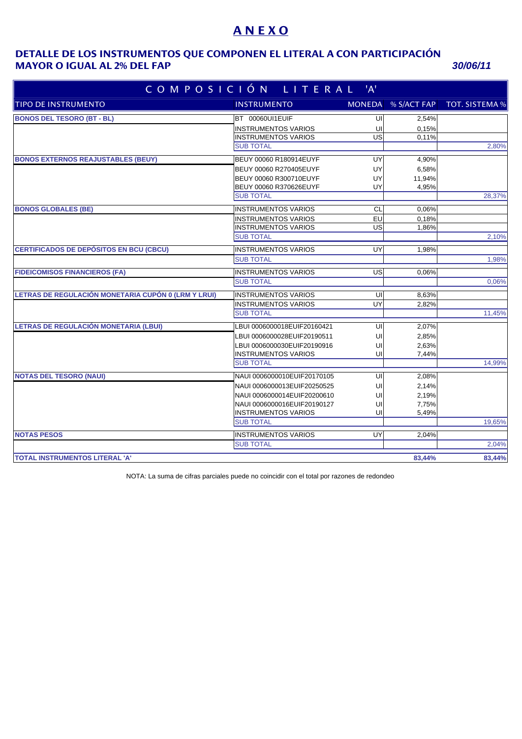# ANEXO

## DETALLE DE LOS INSTRUMENTOS QUE COMPONEN EL LITERAL A CON PARTICIPACIÓN MAYOR O IGUAL AL 2% DEL FAP

*30/06/11*

| COMPOSICIÓN LITERAL 'A' | | | | |
|---|---|---|---|---|
| TIPO DE INSTRUMENTO | INSTRUMENTO | MONEDA | % S/ACT FAP | TOT. SISTEMA % |
| **BONOS DEL TESORO (BT - BL)** | BT 00060UI1EUIF | UI | 2,54% | |
| | INSTRUMENTOS VARIOS | UI | 0,15% | |
| | INSTRUMENTOS VARIOS | US | 0,11% | |
| | SUB TOTAL | | | 2,80% |
| **BONOS EXTERNOS REAJUSTABLES (BEUY)** | BEUY 00060 R180914EUYF | UY | 4,90% | |
| | BEUY 00060 R270405EUYF | UY | 6,58% | |
| | BEUY 00060 R300710EUYF | UY | 11,94% | |
| | BEUY 00060 R370626EUYF | UY | 4,95% | |
| | SUB TOTAL | | | 28,37% |
| **BONOS GLOBALES (BE)** | INSTRUMENTOS VARIOS | CL | 0,06% | |
| | INSTRUMENTOS VARIOS | EU | 0,18% | |
| | INSTRUMENTOS VARIOS | US | 1,86% | |
| | SUB TOTAL | | | 2,10% |
| **CERTIFICADOS DE DEPÓSITOS EN BCU (CBCU)** | INSTRUMENTOS VARIOS | UY | 1,98% | |
| | SUB TOTAL | | | 1,98% |
| **FIDEICOMISOS FINANCIEROS (FA)** | INSTRUMENTOS VARIOS | US | 0,06% | |
| | SUB TOTAL | | | 0,06% |
| **LETRAS DE REGULACIÓN MONETARIA CUPÓN 0 (LRM Y LRUI)** | INSTRUMENTOS VARIOS | UI | 8,63% | |
| | INSTRUMENTOS VARIOS | UY | 2,82% | |
| | SUB TOTAL | | | 11,45% |
| **LETRAS DE REGULACIÓN MONETARIA (LBUI)** | LBUI 0006000018EUIF20160421 | UI | 2,07% | |
| | LBUI 0006000028EUIF20190511 | UI | 2,85% | |
| | LBUI 0006000030EUIF20190916 | UI | 2,63% | |
| | INSTRUMENTOS VARIOS | UI | 7,44% | |
| | SUB TOTAL | | | 14,99% |
| **NOTAS DEL TESORO (NAUI)** | NAUI 0006000010EUIF20170105 | UI | 2,08% | |
| | NAUI 0006000013EUIF20250525 | UI | 2,14% | |
| | NAUI 0006000014EUIF20200610 | UI | 2,19% | |
| | NAUI 0006000016EUIF20190127 | UI | 7,75% | |
| | INSTRUMENTOS VARIOS | UI | 5,49% | |
| | SUB TOTAL | | | 19,65% |
| **NOTAS PESOS** | INSTRUMENTOS VARIOS | UY | 2,04% | |
| | SUB TOTAL | | | 2,04% |
| **TOTAL INSTRUMENTOS LITERAL 'A'** | | | **83,44%** | **83,44%** |

NOTA: La suma de cifras parciales puede no coincidir con el total por razones de redondeo